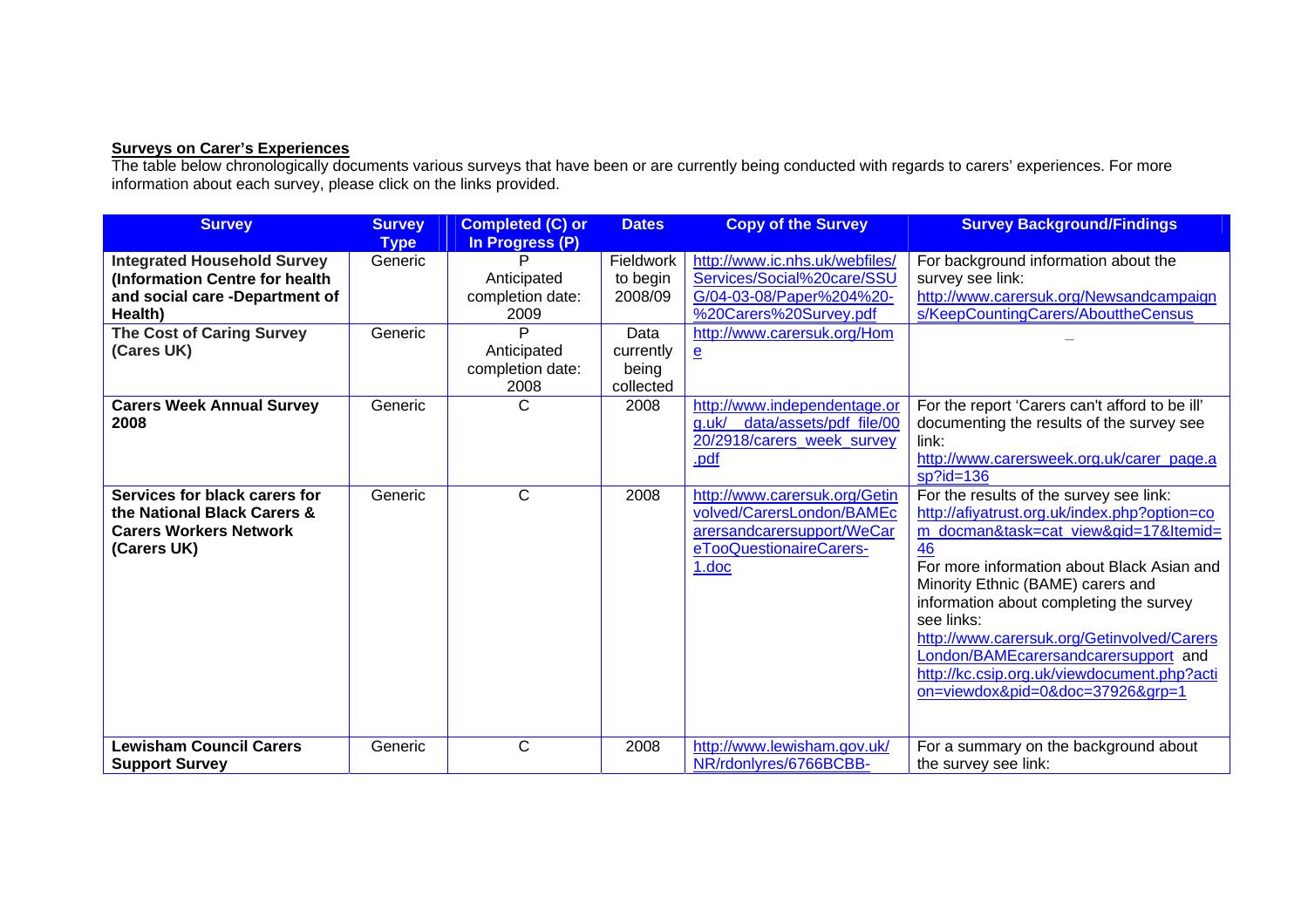**Surveys on Carer's Experiences**

The table below chronologically documents various surveys that have been or are currently being conducted with regards to carers' experiences. For more information about each survey, please click on the links provided.

| Survey | Survey Type | Completed (C) or In Progress (P) | Dates | Copy of the Survey | Survey Background/Findings |
|---|---|---|---|---|---|
| **Integrated Household Survey (Information Centre for health and social care -Department of Health)** | Generic | P Anticipated completion date: 2009 | Fieldwork to begin 2008/09 | http://www.ic.nhs.uk/webfiles/Services/Social%20care/SSUG/04-03-08/Paper%204%20-%20Carers%20Survey.pdf | For background information about the survey see link: http://www.carersuk.org/Newsandcampaigns/KeepCountingCarers/AbouttheCensus |
| **The Cost of Caring Survey (Cares UK)** | Generic | P Anticipated completion date: 2008 | Data currently being collected | http://www.carersuk.org/Home | _ |
| **Carers Week Annual Survey 2008** | Generic | C | 2008 | http://www.independentage.org.uk/_data/assets/pdf_file/0020/2918/carers_week_survey.pdf | For the report 'Carers can't afford to be ill' documenting the results of the survey see link: http://www.carersweek.org.uk/carer_page.asp?id=136 |
| **Services for black carers for the National Black Carers & Carers Workers Network (Carers UK)** | Generic | C | 2008 | http://www.carersuk.org/Getinvolved/CarersLondon/BAMEcarersandcarersupport/WeCareTooQuestionaireCarers-1.doc | For the results of the survey see link: http://afiyatrust.org.uk/index.php?option=com_docman&task=cat_view&gid=17&Itemid=46 For more information about Black Asian and Minority Ethnic (BAME) carers and information about completing the survey see links: http://www.carersuk.org/Getinvolved/CarersLondon/BAMEcarersandcarersupport and http://kc.csip.org.uk/viewdocument.php?action=viewdox&pid=0&doc=37926&grp=1 |
| **Lewisham Council Carers Support Survey** | Generic | C | 2008 | http://www.lewisham.gov.uk/NR/rdonlyres/6766BCBB- | For a summary on the background about the survey see link: |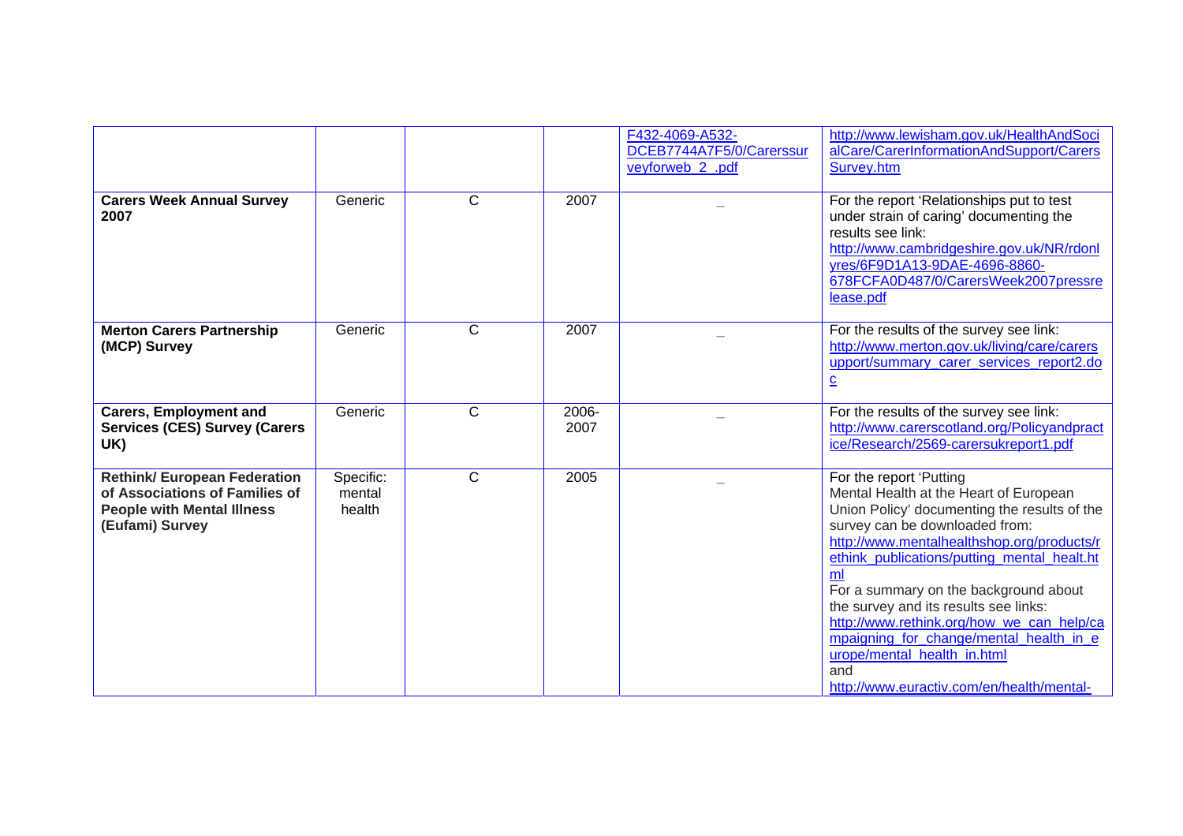| | | | | | |
|---|---|---|---|---|---|
| | | | | F432-4069-A532-DCEB7744A7F5/0/Carerssurveyforweb_2_.pdf | http://www.lewisham.gov.uk/HealthAndSocialCare/CarerInformationAndSupport/CarersSurvey.htm |
| **Carers Week Annual Survey 2007** | Generic | C | 2007 | _ | For the report 'Relationships put to test under strain of caring' documenting the results see link: http://www.cambridgeshire.gov.uk/NR/rdonlyres/6F9D1A13-9DAE-4696-8860-678FCFA0D487/0/CarersWeek2007pressrelease.pdf |
| **Merton Carers Partnership (MCP) Survey** | Generic | C | 2007 | _ | For the results of the survey see link: http://www.merton.gov.uk/living/care/carersupport/summary_carer_services_report2.doc |
| **Carers, Employment and Services (CES) Survey (Carers UK)** | Generic | C | 2006-2007 | _ | For the results of the survey see link: http://www.carerscotland.org/Policyandpractice/Research/2569-carersukreport1.pdf |
| **Rethink/ European Federation of Associations of Families of People with Mental Illness (Eufami) Survey** | Specific: mental health | C | 2005 | _ | For the report 'Putting Mental Health at the Heart of European Union Policy' documenting the results of the survey can be downloaded from: http://www.mentalhealthshop.org/products/rethink_publications/putting_mental_healt.html For a summary on the background about the survey and its results see links: http://www.rethink.org/how_we_can_help/campaigning_for_change/mental_health_in_europe/mental_health_in.html and http://www.euractiv.com/en/health/mental- |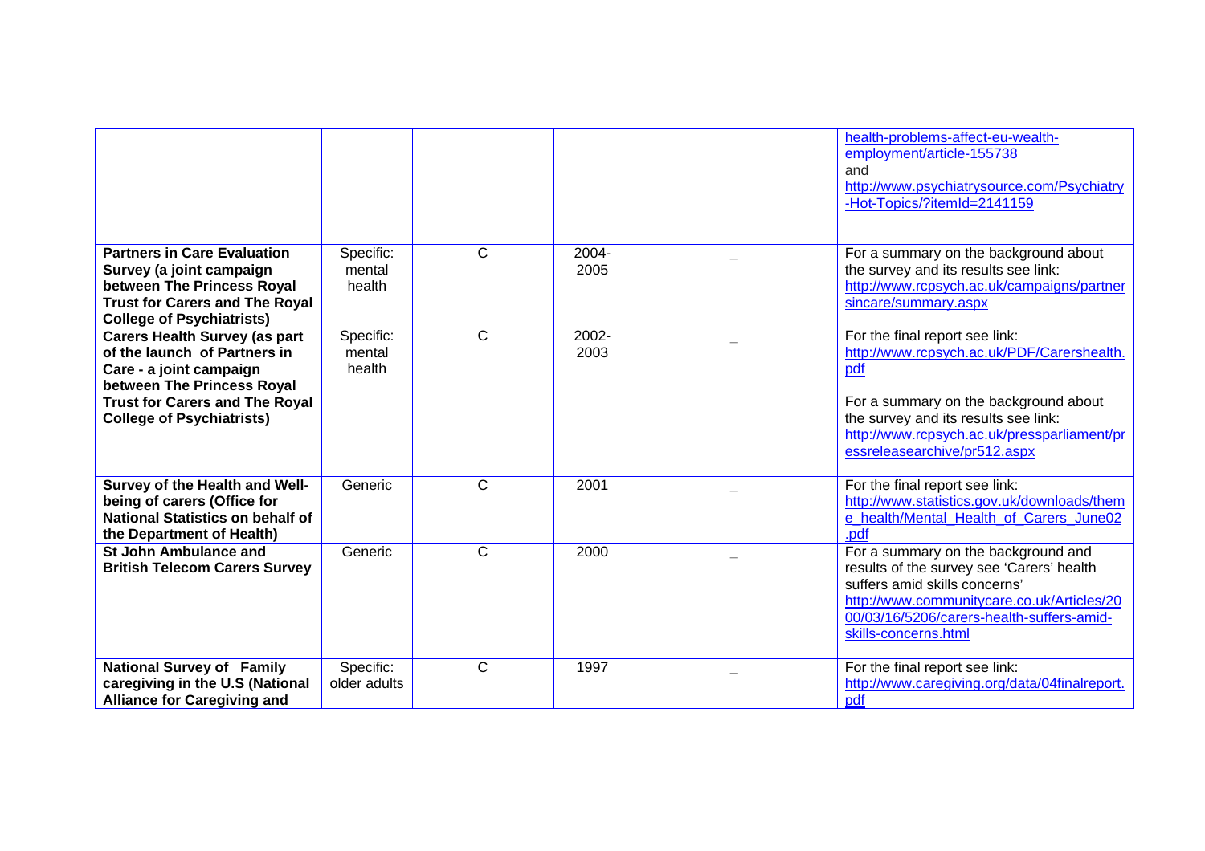| | | | | | |
|---|---|---|---|---|---|
| | | | | | health-problems-affect-eu-wealth-employment/article-155738<br>and<br>http://www.psychiatrysource.com/Psychiatry-Hot-Topics/?itemId=2141159 |
| **Partners in Care Evaluation Survey (a joint campaign between The Princess Royal Trust for Carers and The Royal College of Psychiatrists)** | Specific: mental health | C | 2004-2005 | _ | For a summary on the background about the survey and its results see link: http://www.rcpsych.ac.uk/campaigns/partnersincare/summary.aspx |
| **Carers Health Survey (as part of the launch of Partners in Care - a joint campaign between The Princess Royal Trust for Carers and The Royal College of Psychiatrists)** | Specific: mental health | C | 2002-2003 | _ | For the final report see link: http://www.rcpsych.ac.uk/PDF/Carershealth.pdf<br><br>For a summary on the background about the survey and its results see link: http://www.rcpsych.ac.uk/pressparliament/pressreleasearchive/pr512.aspx |
| **Survey of the Health and Well-being of carers (Office for National Statistics on behalf of the Department of Health)** | Generic | C | 2001 | _ | For the final report see link: http://www.statistics.gov.uk/downloads/theme_health/Mental_Health_of_Carers_June02.pdf |
| **St John Ambulance and British Telecom Carers Survey** | Generic | C | 2000 | _ | For a summary on the background and results of the survey see 'Carers' health suffers amid skills concerns' http://www.communitycare.co.uk/Articles/2000/03/16/5206/carers-health-suffers-amid-skills-concerns.html |
| **National Survey of Family caregiving in the U.S (National Alliance for Caregiving and** | Specific: older adults | C | 1997 | _ | For the final report see link: http://www.caregiving.org/data/04finalreport.pdf |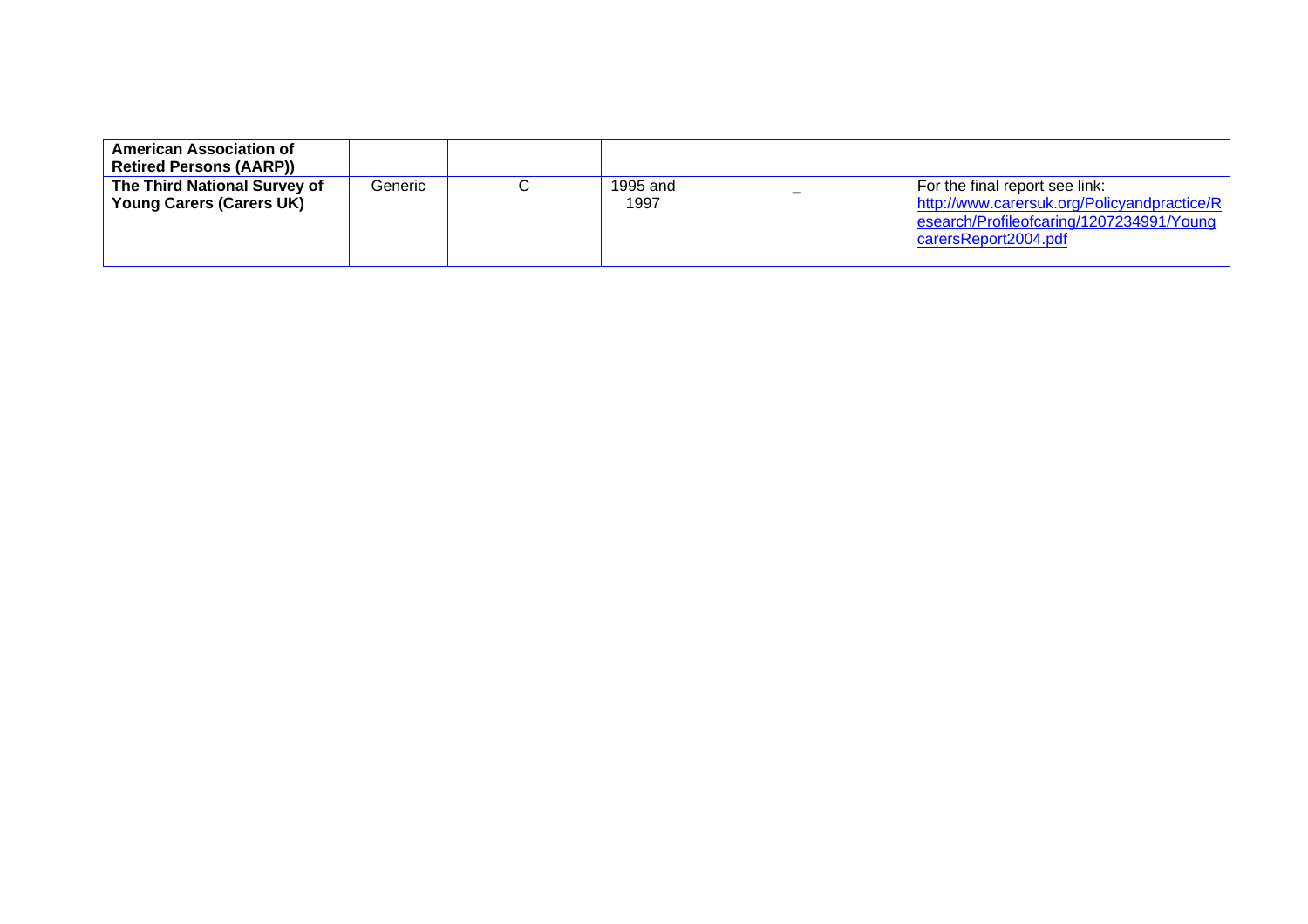| | | | | | |
|---|---|---|---|---|---|
| **American Association of Retired Persons (AARP))** | | | | | |
| **The Third National Survey of Young Carers (Carers UK)** | Generic | C | 1995 and 1997 | – | For the final report see link: http://www.carersuk.org/Policyandpractice/Research/Profileofcaring/1207234991/YoungcarersReport2004.pdf |